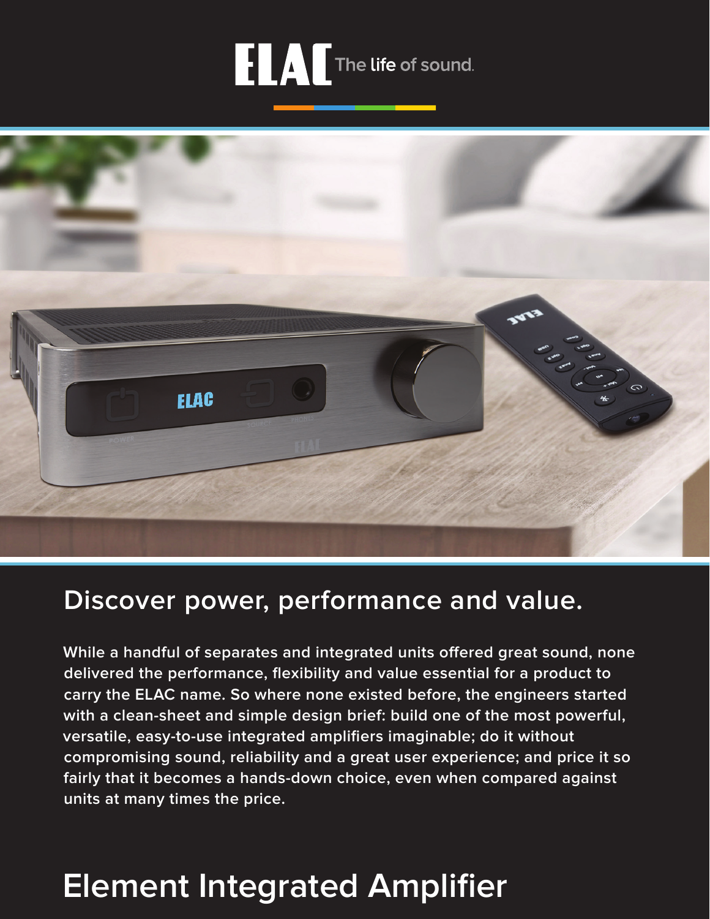ELAC The life of sound.

## Discover power, performance and value.

While a handful of separates and integrated units offered great sound, none delivered the performance, flexibility and value essential for a product to carry the ELAC name. So where none existed before, the engineers started with a clean-sheet and simple design brief: build one of the most powerful, versatile, easy-to-use integrated amplifiers imaginable; do it without compromising sound, reliability and a great user experience; and price it so fairly that it becomes a hands-down choice, even when compared against units at many times the price.

# Element Integrated Amplifier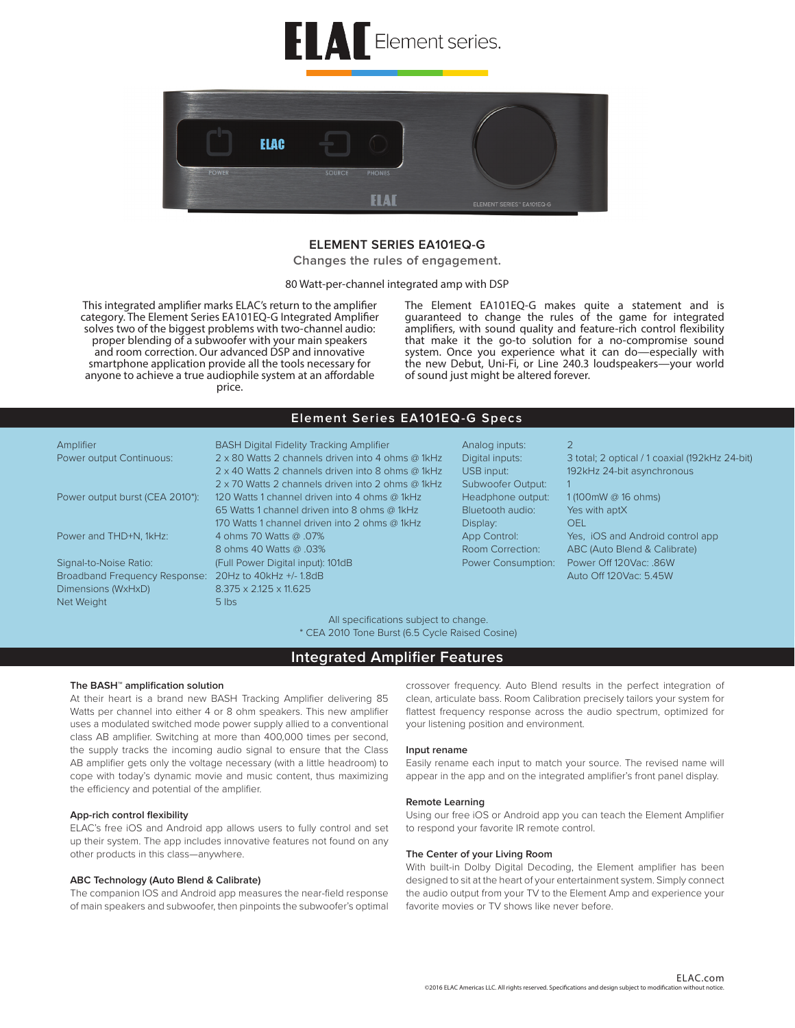# ELAC Element series.

## ELEMENT SERIES EA101EQ-G

Changes the rules of engagement.

80 Watt-per-channel integrated amp with DSP

This integrated amplifier marks ELAC's return to the amplifier category. The Element Series EA101EQ-G Integrated Amplifier solves two of the biggest problems with two-channel audio: proper blending of a subwoofer with your main speakers and room correction. Our advanced DSP and innovative smartphone application provide all the tools necessary for anyone to achieve a true audiophile system at an affordable price.

The Element EA101EQ-G makes quite a statement and is guaranteed to change the rules of the game for integrated amplifiers, with sound quality and feature-rich control flexibility that make it the go-to solution for a no-compromise sound system. Once you experience what it can do—especially with the new Debut, Uni-Fi, or Line 240.3 loudspeakers—your world of sound just might be altered forever.

## Element Series EA101EQ-G Specs

| | | | |
|---|---|---|---|
| Amplifier | BASH Digital Fidelity Tracking Amplifier | Analog inputs: | 2 |
| Power output Continuous: | 2 x 80 Watts 2 channels driven into 4 ohms @ 1kHz | Digital inputs: | 3 total; 2 optical / 1 coaxial (192kHz 24-bit) |
| | 2 x 40 Watts 2 channels driven into 8 ohms @ 1kHz | USB input: | 192kHz 24-bit asynchronous |
| | 2 x 70 Watts 2 channels driven into 2 ohms @ 1kHz | Subwoofer Output: | 1 |
| Power output burst (CEA 2010*): | 120 Watts 1 channel driven into 4 ohms @ 1kHz | Headphone output: | 1 (100mW @ 16 ohms) |
| | 65 Watts 1 channel driven into 8 ohms @ 1kHz | Bluetooth audio: | Yes with aptX |
| | 170 Watts 1 channel driven into 2 ohms @ 1kHz | Display: | OEL |
| Power and THD+N, 1kHz: | 4 ohms 70 Watts @ .07% | App Control: | Yes, iOS and Android control app |
| | 8 ohms 40 Watts @ .03% | Room Correction: | ABC (Auto Blend & Calibrate) |
| Signal-to-Noise Ratio: | (Full Power Digital input): 101dB | Power Consumption: | Power Off 120Vac: .86W |
| Broadband Frequency Response: | 20Hz to 40kHz +/- 1.8dB | | Auto Off 120Vac: 5.45W |
| Dimensions (WxHxD) | 8.375 x 2.125 x 11.625 | | |
| Net Weight | 5 lbs | | |

All specifications subject to change.
* CEA 2010 Tone Burst (6.5 Cycle Raised Cosine)

## Integrated Amplifier Features

### The BASH™ amplification solution

At their heart is a brand new BASH Tracking Amplifier delivering 85 Watts per channel into either 4 or 8 ohm speakers. This new amplifier uses a modulated switched mode power supply allied to a conventional class AB amplifier. Switching at more than 400,000 times per second, the supply tracks the incoming audio signal to ensure that the Class AB amplifier gets only the voltage necessary (with a little headroom) to cope with today's dynamic movie and music content, thus maximizing the efficiency and potential of the amplifier.

### App-rich control flexibility

ELAC's free iOS and Android app allows users to fully control and set up their system. The app includes innovative features not found on any other products in this class—anywhere.

### ABC Technology (Auto Blend & Calibrate)

The companion IOS and Android app measures the near-field response of main speakers and subwoofer, then pinpoints the subwoofer's optimal crossover frequency. Auto Blend results in the perfect integration of clean, articulate bass. Room Calibration precisely tailors your system for flattest frequency response across the audio spectrum, optimized for your listening position and environment.

### Input rename

Easily rename each input to match your source. The revised name will appear in the app and on the integrated amplifier's front panel display.

### Remote Learning

Using our free iOS or Android app you can teach the Element Amplifier to respond your favorite IR remote control.

### The Center of your Living Room

With built-in Dolby Digital Decoding, the Element amplifier has been designed to sit at the heart of your entertainment system. Simply connect the audio output from your TV to the Element Amp and experience your favorite movies or TV shows like never before.

ELAC.com
©2016 ELAC Americas LLC. All rights reserved. Specifications and design subject to modification without notice.